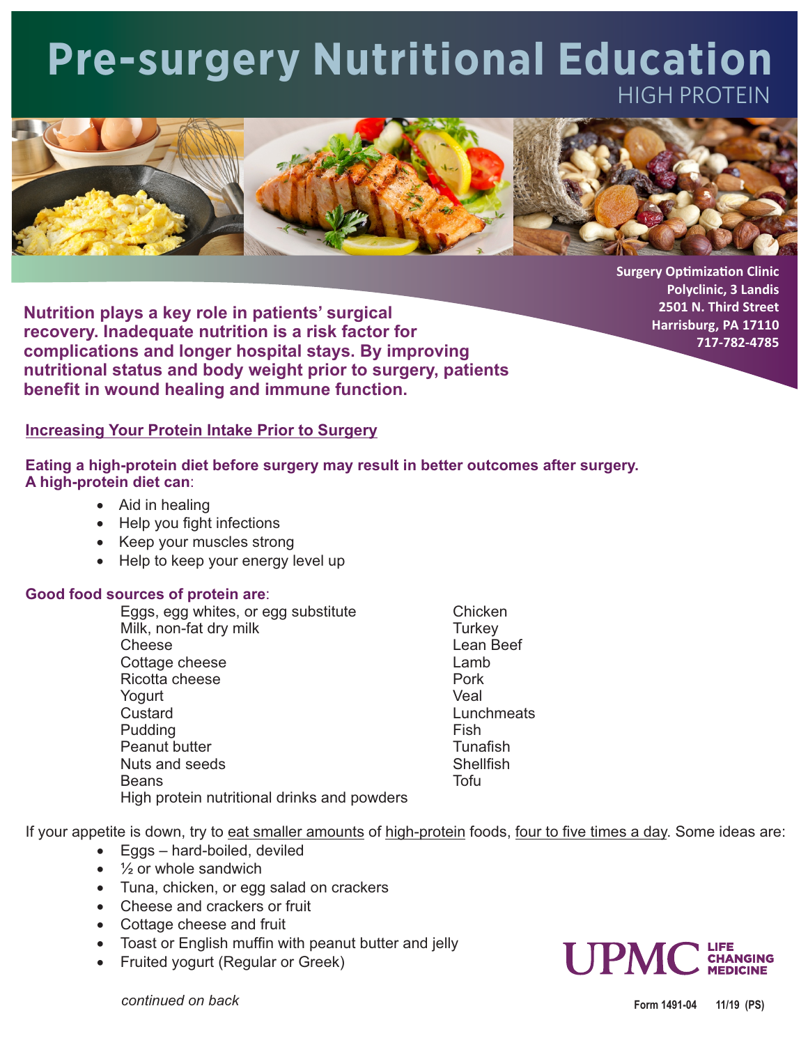# Pre-surgery Nutritional Education

## HIGH PROTEIN

**Surgery Optimization Clinic**
**Polyclinic, 3 Landis**
**2501 N. Third Street**
**Harrisburg, PA 17110**
**717-782-4785**

**Nutrition plays a key role in patients' surgical recovery. Inadequate nutrition is a risk factor for complications and longer hospital stays. By improving nutritional status and body weight prior to surgery, patients benefit in wound healing and immune function.**

### Increasing Your Protein Intake Prior to Surgery

**Eating a high-protein diet before surgery may result in better outcomes after surgery. A high-protein diet can**:

- Aid in healing
- Help you fight infections
- Keep your muscles strong
- Help to keep your energy level up

**Good food sources of protein are**:

Eggs, egg whites, or egg substitute
Milk, non-fat dry milk
Cheese
Cottage cheese
Ricotta cheese
Yogurt
Custard
Pudding
Peanut butter
Nuts and seeds
Beans
High protein nutritional drinks and powders
Chicken
Turkey
Lean Beef
Lamb
Pork
Veal
Lunchmeats
Fish
Tunafish
Shellfish
Tofu

If your appetite is down, try to eat smaller amounts of high-protein foods, four to five times a day. Some ideas are:

- Eggs – hard-boiled, deviled
- ½ or whole sandwich
- Tuna, chicken, or egg salad on crackers
- Cheese and crackers or fruit
- Cottage cheese and fruit
- Toast or English muffin with peanut butter and jelly
- Fruited yogurt (Regular or Greek)

UPMC LIFE CHANGING MEDICINE

*continued on back*

Form 1491-04 11/19 (PS)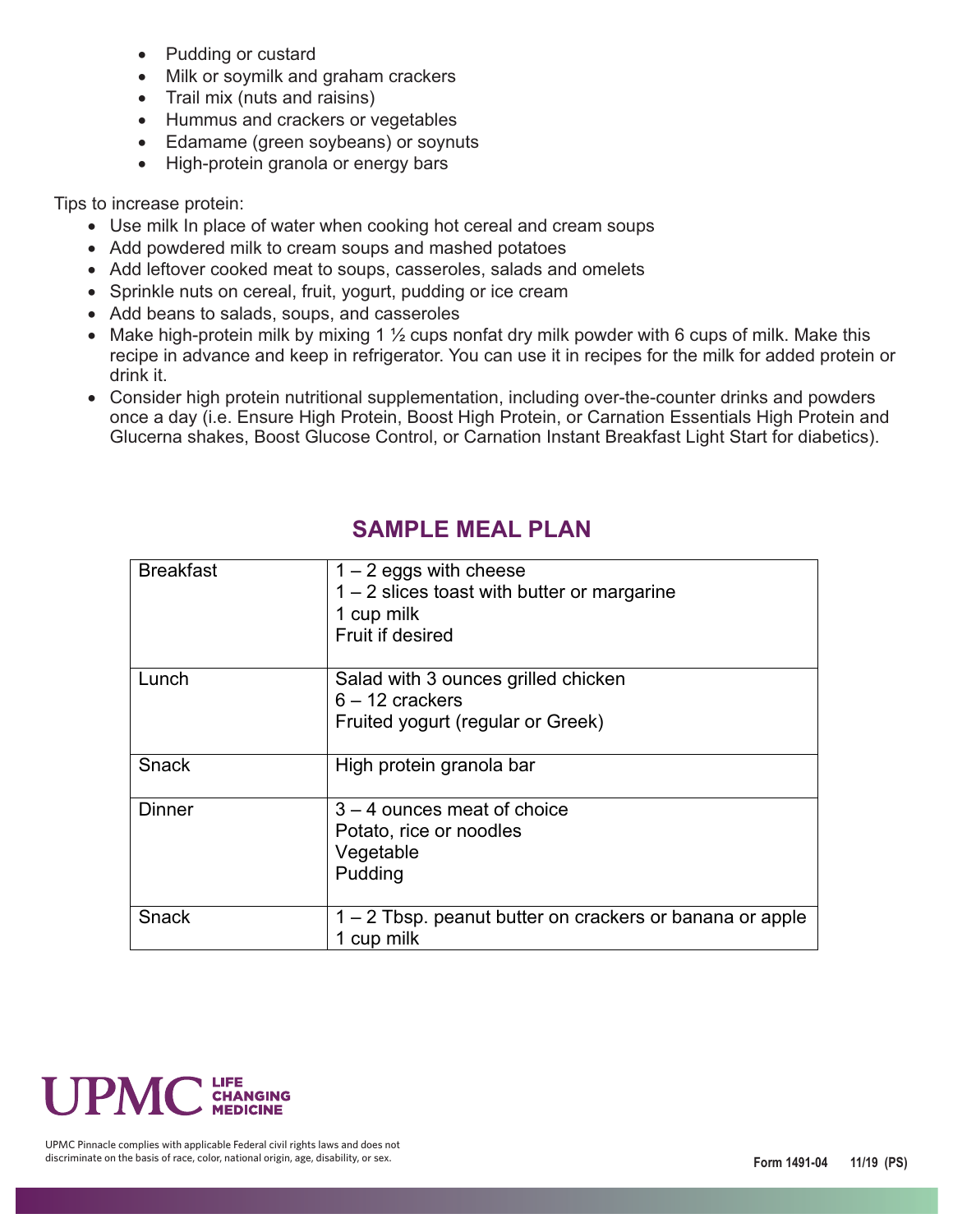- Pudding or custard
- Milk or soymilk and graham crackers
- Trail mix (nuts and raisins)
- Hummus and crackers or vegetables
- Edamame (green soybeans) or soynuts
- High-protein granola or energy bars

Tips to increase protein:

- Use milk In place of water when cooking hot cereal and cream soups
- Add powdered milk to cream soups and mashed potatoes
- Add leftover cooked meat to soups, casseroles, salads and omelets
- Sprinkle nuts on cereal, fruit, yogurt, pudding or ice cream
- Add beans to salads, soups, and casseroles
- Make high-protein milk by mixing 1 ½ cups nonfat dry milk powder with 6 cups of milk. Make this recipe in advance and keep in refrigerator. You can use it in recipes for the milk for added protein or drink it.
- Consider high protein nutritional supplementation, including over-the-counter drinks and powders once a day (i.e. Ensure High Protein, Boost High Protein, or Carnation Essentials High Protein and Glucerna shakes, Boost Glucose Control, or Carnation Instant Breakfast Light Start for diabetics).

## SAMPLE MEAL PLAN

| | |
|---|---|
| Breakfast | 1 – 2 eggs with cheese<br>1 – 2 slices toast with butter or margarine<br>1 cup milk<br>Fruit if desired |
| Lunch | Salad with 3 ounces grilled chicken<br>6 – 12 crackers<br>Fruited yogurt (regular or Greek) |
| Snack | High protein granola bar |
| Dinner | 3 – 4 ounces meat of choice<br>Potato, rice or noodles<br>Vegetable<br>Pudding |
| Snack | 1 – 2 Tbsp. peanut butter on crackers or banana or apple<br>1 cup milk |

UPMC LIFE CHANGING MEDICINE

UPMC Pinnacle complies with applicable Federal civil rights laws and does not discriminate on the basis of race, color, national origin, age, disability, or sex.

Form 1491-04 11/19 (PS)